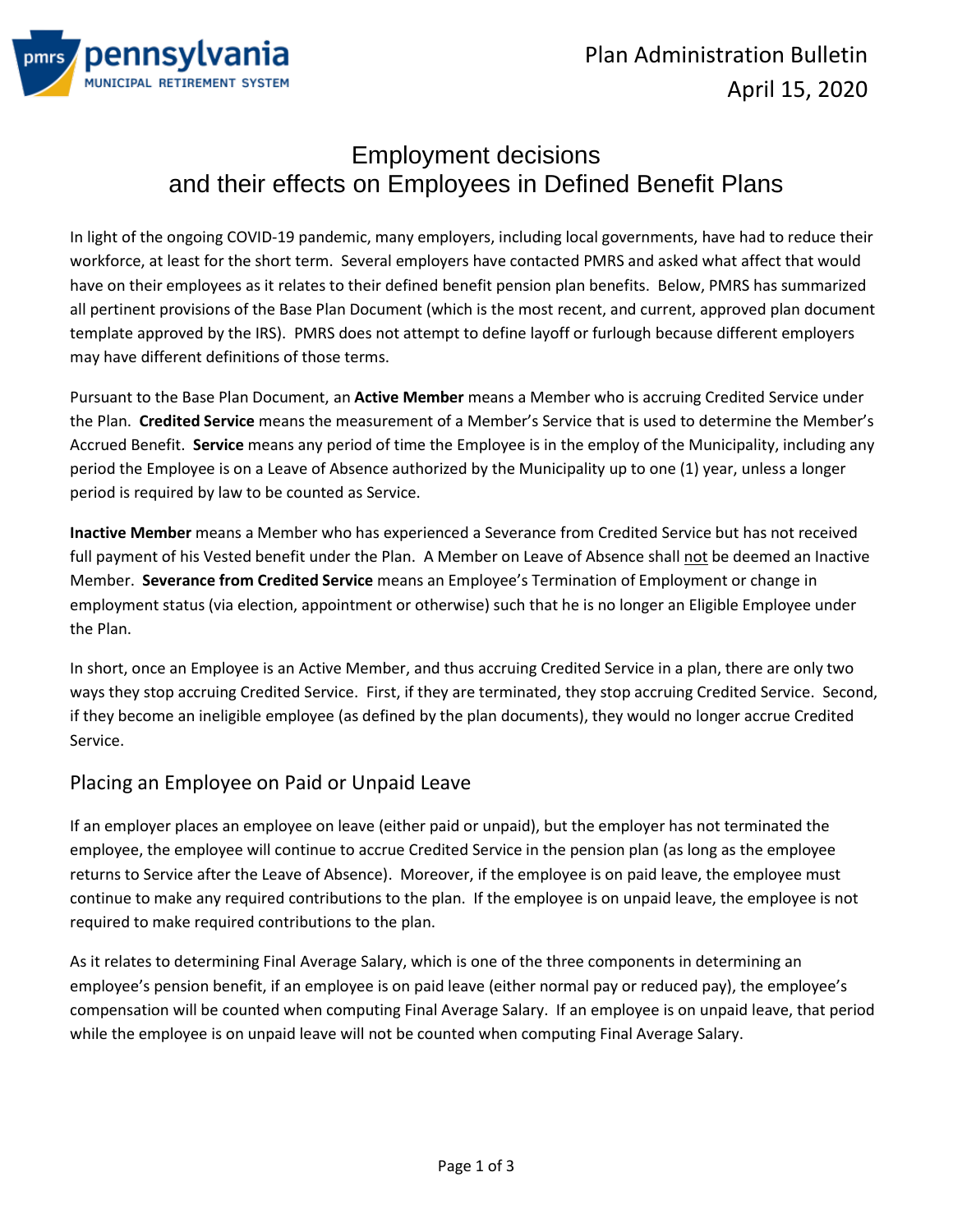Plan Administration Bulletin
April 15, 2020

# Employment decisions and their effects on Employees in Defined Benefit Plans

In light of the ongoing COVID-19 pandemic, many employers, including local governments, have had to reduce their workforce, at least for the short term. Several employers have contacted PMRS and asked what affect that would have on their employees as it relates to their defined benefit pension plan benefits. Below, PMRS has summarized all pertinent provisions of the Base Plan Document (which is the most recent, and current, approved plan document template approved by the IRS). PMRS does not attempt to define layoff or furlough because different employers may have different definitions of those terms.

Pursuant to the Base Plan Document, an **Active Member** means a Member who is accruing Credited Service under the Plan. **Credited Service** means the measurement of a Member's Service that is used to determine the Member's Accrued Benefit. **Service** means any period of time the Employee is in the employ of the Municipality, including any period the Employee is on a Leave of Absence authorized by the Municipality up to one (1) year, unless a longer period is required by law to be counted as Service.

**Inactive Member** means a Member who has experienced a Severance from Credited Service but has not received full payment of his Vested benefit under the Plan. A Member on Leave of Absence shall not be deemed an Inactive Member. **Severance from Credited Service** means an Employee's Termination of Employment or change in employment status (via election, appointment or otherwise) such that he is no longer an Eligible Employee under the Plan.

In short, once an Employee is an Active Member, and thus accruing Credited Service in a plan, there are only two ways they stop accruing Credited Service. First, if they are terminated, they stop accruing Credited Service. Second, if they become an ineligible employee (as defined by the plan documents), they would no longer accrue Credited Service.

## Placing an Employee on Paid or Unpaid Leave

If an employer places an employee on leave (either paid or unpaid), but the employer has not terminated the employee, the employee will continue to accrue Credited Service in the pension plan (as long as the employee returns to Service after the Leave of Absence). Moreover, if the employee is on paid leave, the employee must continue to make any required contributions to the plan. If the employee is on unpaid leave, the employee is not required to make required contributions to the plan.

As it relates to determining Final Average Salary, which is one of the three components in determining an employee's pension benefit, if an employee is on paid leave (either normal pay or reduced pay), the employee's compensation will be counted when computing Final Average Salary. If an employee is on unpaid leave, that period while the employee is on unpaid leave will not be counted when computing Final Average Salary.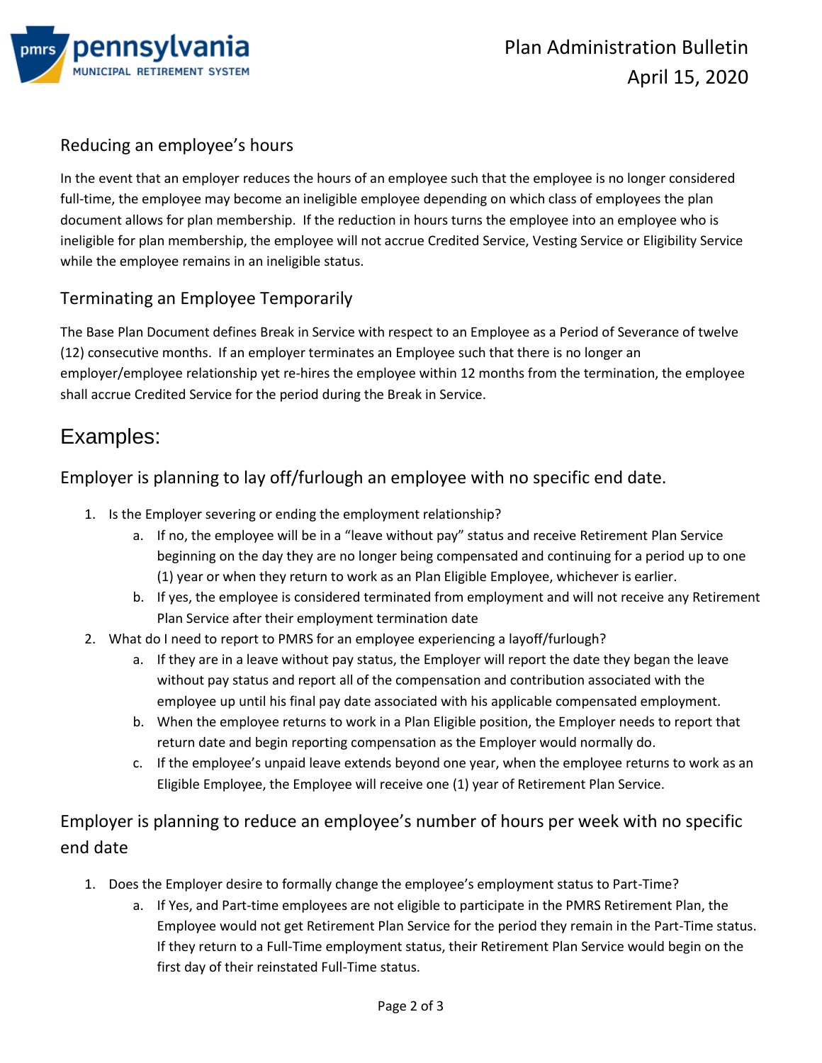## Reducing an employee's hours

In the event that an employer reduces the hours of an employee such that the employee is no longer considered full-time, the employee may become an ineligible employee depending on which class of employees the plan document allows for plan membership. If the reduction in hours turns the employee into an employee who is ineligible for plan membership, the employee will not accrue Credited Service, Vesting Service or Eligibility Service while the employee remains in an ineligible status.

## Terminating an Employee Temporarily

The Base Plan Document defines Break in Service with respect to an Employee as a Period of Severance of twelve (12) consecutive months. If an employer terminates an Employee such that there is no longer an employer/employee relationship yet re-hires the employee within 12 months from the termination, the employee shall accrue Credited Service for the period during the Break in Service.

# Examples:

## Employer is planning to lay off/furlough an employee with no specific end date.

1. Is the Employer severing or ending the employment relationship?
    a. If no, the employee will be in a "leave without pay" status and receive Retirement Plan Service beginning on the day they are no longer being compensated and continuing for a period up to one (1) year or when they return to work as an Plan Eligible Employee, whichever is earlier.
    b. If yes, the employee is considered terminated from employment and will not receive any Retirement Plan Service after their employment termination date
2. What do I need to report to PMRS for an employee experiencing a layoff/furlough?
    a. If they are in a leave without pay status, the Employer will report the date they began the leave without pay status and report all of the compensation and contribution associated with the employee up until his final pay date associated with his applicable compensated employment.
    b. When the employee returns to work in a Plan Eligible position, the Employer needs to report that return date and begin reporting compensation as the Employer would normally do.
    c. If the employee's unpaid leave extends beyond one year, when the employee returns to work as an Eligible Employee, the Employee will receive one (1) year of Retirement Plan Service.

## Employer is planning to reduce an employee's number of hours per week with no specific end date

1. Does the Employer desire to formally change the employee's employment status to Part-Time?
    a. If Yes, and Part-time employees are not eligible to participate in the PMRS Retirement Plan, the Employee would not get Retirement Plan Service for the period they remain in the Part-Time status. If they return to a Full-Time employment status, their Retirement Plan Service would begin on the first day of their reinstated Full-Time status.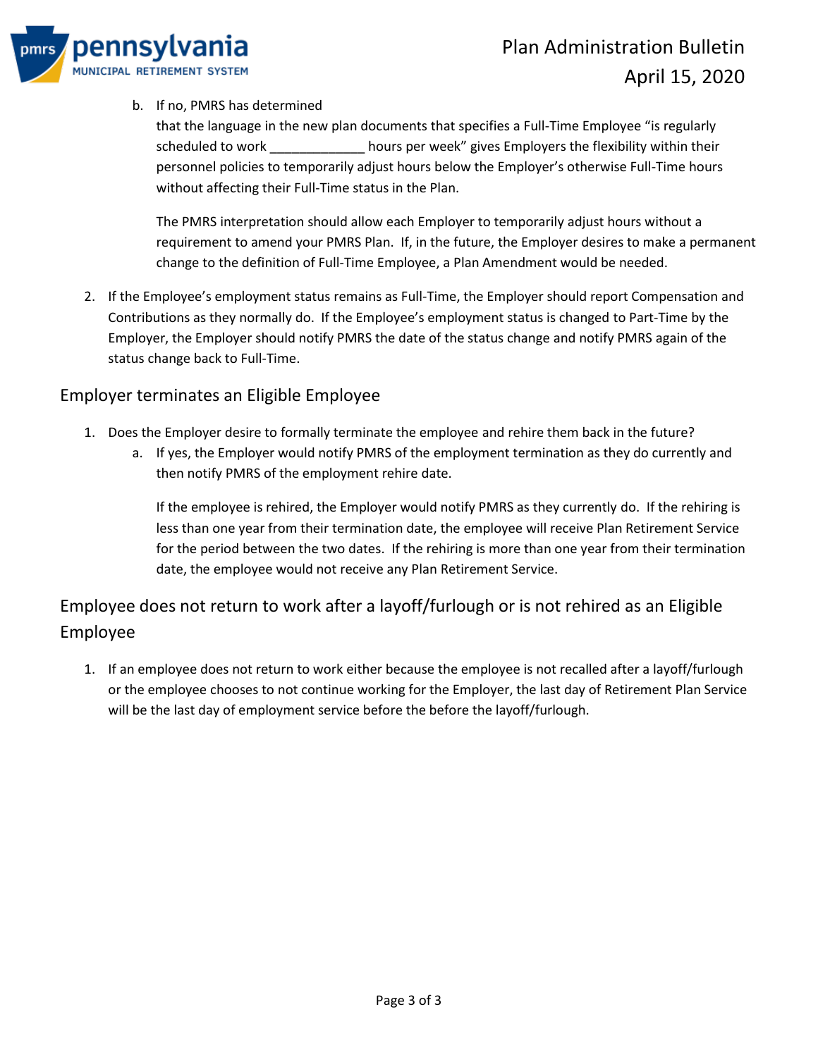b. If no, PMRS has determined that the language in the new plan documents that specifies a Full-Time Employee "is regularly scheduled to work _____________ hours per week" gives Employers the flexibility within their personnel policies to temporarily adjust hours below the Employer's otherwise Full-Time hours without affecting their Full-Time status in the Plan.

   The PMRS interpretation should allow each Employer to temporarily adjust hours without a requirement to amend your PMRS Plan. If, in the future, the Employer desires to make a permanent change to the definition of Full-Time Employee, a Plan Amendment would be needed.

2. If the Employee's employment status remains as Full-Time, the Employer should report Compensation and Contributions as they normally do. If the Employee's employment status is changed to Part-Time by the Employer, the Employer should notify PMRS the date of the status change and notify PMRS again of the status change back to Full-Time.

## Employer terminates an Eligible Employee

1. Does the Employer desire to formally terminate the employee and rehire them back in the future?
   a. If yes, the Employer would notify PMRS of the employment termination as they do currently and then notify PMRS of the employment rehire date.

      If the employee is rehired, the Employer would notify PMRS as they currently do. If the rehiring is less than one year from their termination date, the employee will receive Plan Retirement Service for the period between the two dates. If the rehiring is more than one year from their termination date, the employee would not receive any Plan Retirement Service.

## Employee does not return to work after a layoff/furlough or is not rehired as an Eligible Employee

1. If an employee does not return to work either because the employee is not recalled after a layoff/furlough or the employee chooses to not continue working for the Employer, the last day of Retirement Plan Service will be the last day of employment service before the before the layoff/furlough.